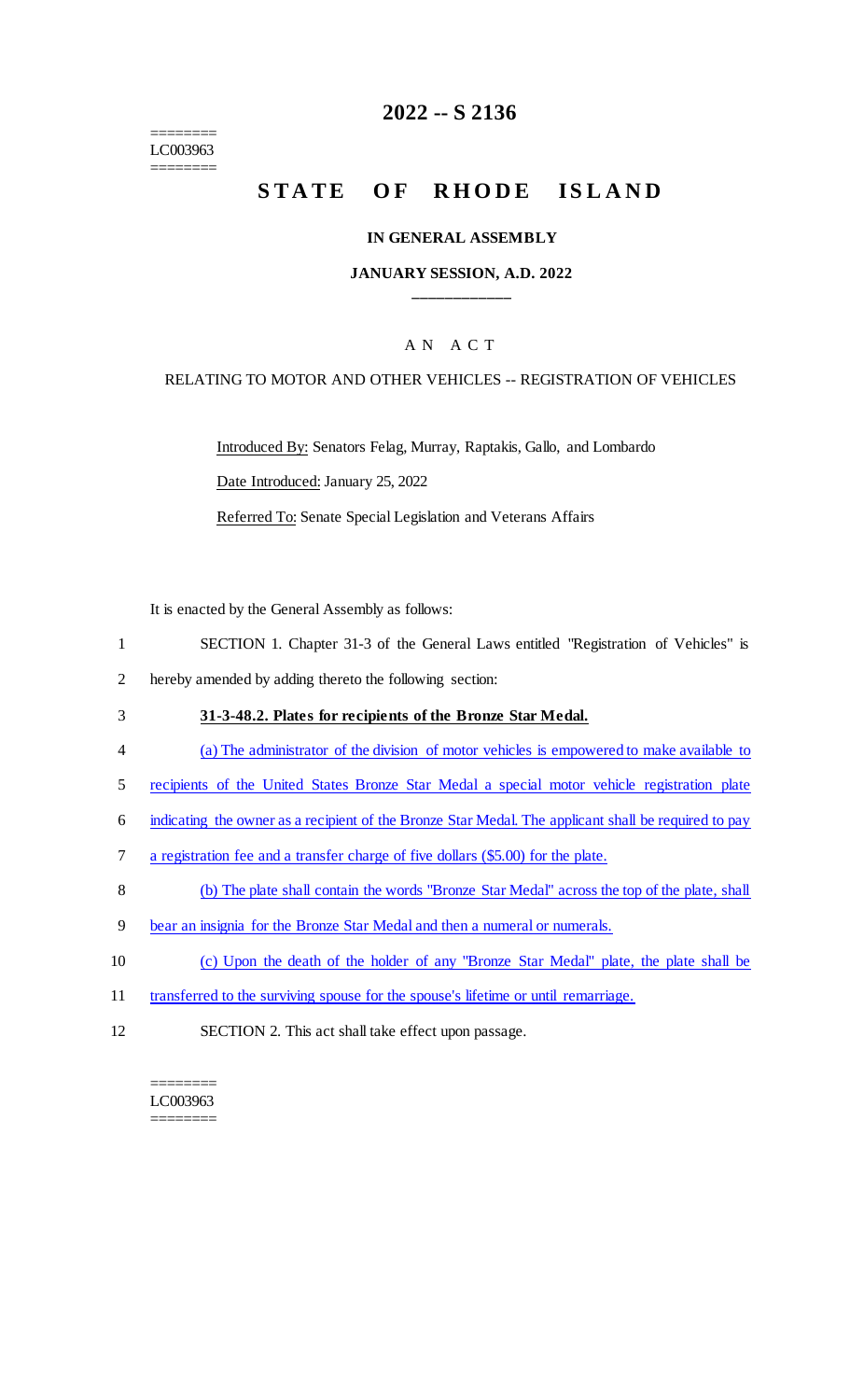========
LC003963
========

# 2022 -- S 2136

# STATE OF RHODE ISLAND

### IN GENERAL ASSEMBLY

### JANUARY SESSION, A.D. 2022

____________

A N A C T

RELATING TO MOTOR AND OTHER VEHICLES -- REGISTRATION OF VEHICLES

Introduced By: Senators Felag, Murray, Raptakis, Gallo, and Lombardo

Date Introduced: January 25, 2022

Referred To: Senate Special Legislation and Veterans Affairs

It is enacted by the General Assembly as follows:

1 SECTION 1. Chapter 31-3 of the General Laws entitled "Registration of Vehicles" is
2 hereby amended by adding thereto the following section:

3 **31-3-48.2. Plates for recipients of the Bronze Star Medal.**

4 (a) The administrator of the division of motor vehicles is empowered to make available to
5 recipients of the United States Bronze Star Medal a special motor vehicle registration plate
6 indicating the owner as a recipient of the Bronze Star Medal. The applicant shall be required to pay
7 a registration fee and a transfer charge of five dollars ($5.00) for the plate.

8 (b) The plate shall contain the words "Bronze Star Medal" across the top of the plate, shall
9 bear an insignia for the Bronze Star Medal and then a numeral or numerals.

10 (c) Upon the death of the holder of any "Bronze Star Medal" plate, the plate shall be
11 transferred to the surviving spouse for the spouse's lifetime or until remarriage.

12 SECTION 2. This act shall take effect upon passage.

========
LC003963
========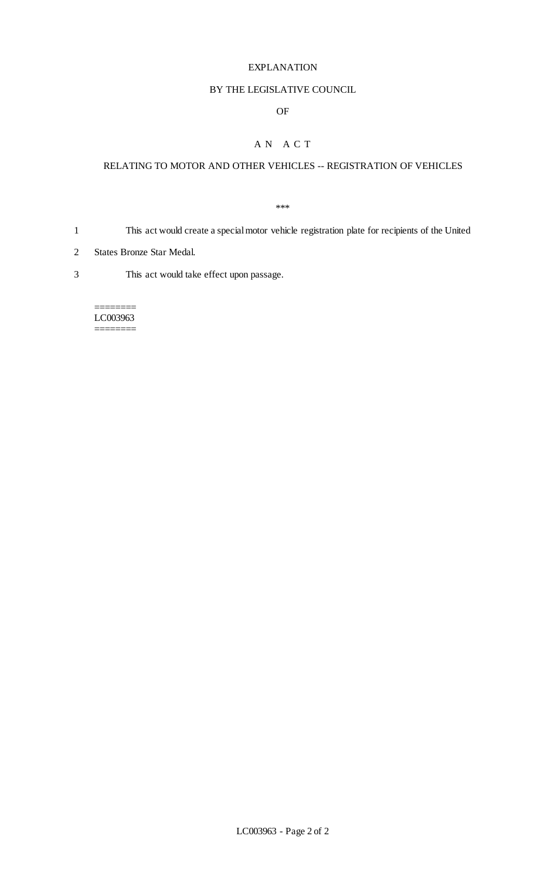EXPLANATION

BY THE LEGISLATIVE COUNCIL

OF

A N A C T

RELATING TO MOTOR AND OTHER VEHICLES -- REGISTRATION OF VEHICLES

***

1 This act would create a special motor vehicle registration plate for recipients of the United
2 States Bronze Star Medal.
3 This act would take effect upon passage.

========
LC003963
========